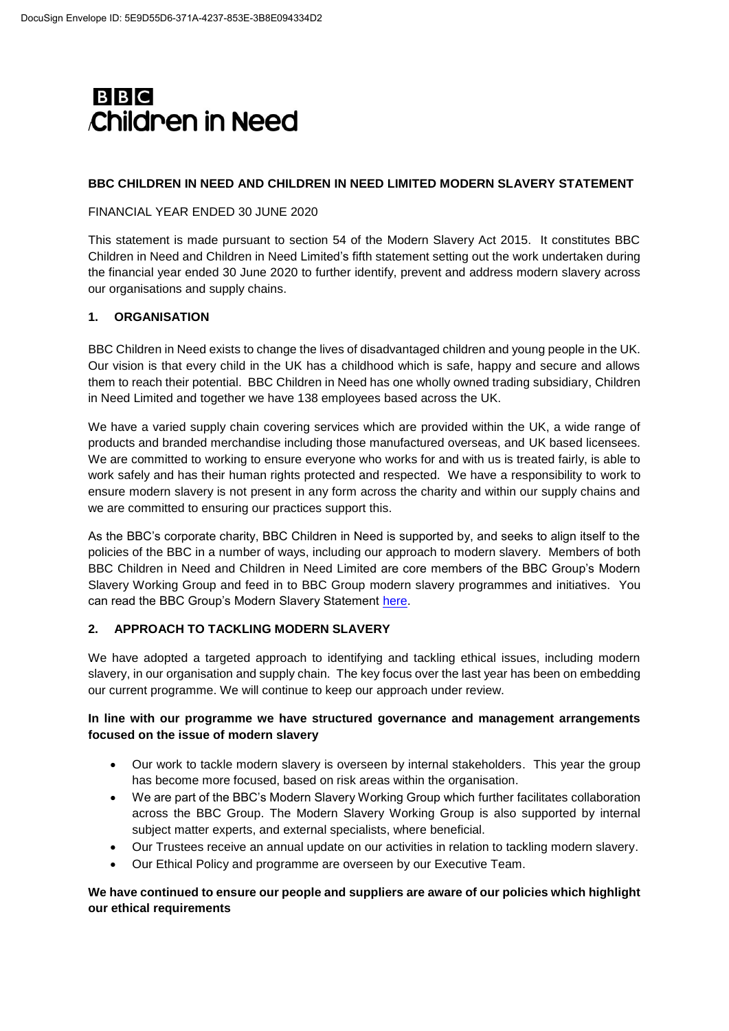# BBC CHILDREN IN NEED AND CHILDREN IN NEED LIMITED MODERN SLAVERY STATEMENT

FINANCIAL YEAR ENDED 30 JUNE 2020

This statement is made pursuant to section 54 of the Modern Slavery Act 2015. It constitutes BBC Children in Need and Children in Need Limited's fifth statement setting out the work undertaken during the financial year ended 30 June 2020 to further identify, prevent and address modern slavery across our organisations and supply chains.

## 1. ORGANISATION

BBC Children in Need exists to change the lives of disadvantaged children and young people in the UK. Our vision is that every child in the UK has a childhood which is safe, happy and secure and allows them to reach their potential. BBC Children in Need has one wholly owned trading subsidiary, Children in Need Limited and together we have 138 employees based across the UK.

We have a varied supply chain covering services which are provided within the UK, a wide range of products and branded merchandise including those manufactured overseas, and UK based licensees. We are committed to working to ensure everyone who works for and with us is treated fairly, is able to work safely and has their human rights protected and respected. We have a responsibility to work to ensure modern slavery is not present in any form across the charity and within our supply chains and we are committed to ensuring our practices support this.

As the BBC's corporate charity, BBC Children in Need is supported by, and seeks to align itself to the policies of the BBC in a number of ways, including our approach to modern slavery. Members of both BBC Children in Need and Children in Need Limited are core members of the BBC Group's Modern Slavery Working Group and feed in to BBC Group modern slavery programmes and initiatives. You can read the BBC Group's Modern Slavery Statement here.

## 2. APPROACH TO TACKLING MODERN SLAVERY

We have adopted a targeted approach to identifying and tackling ethical issues, including modern slavery, in our organisation and supply chain. The key focus over the last year has been on embedding our current programme. We will continue to keep our approach under review.

**In line with our programme we have structured governance and management arrangements focused on the issue of modern slavery**

- Our work to tackle modern slavery is overseen by internal stakeholders. This year the group has become more focused, based on risk areas within the organisation.
- We are part of the BBC's Modern Slavery Working Group which further facilitates collaboration across the BBC Group. The Modern Slavery Working Group is also supported by internal subject matter experts, and external specialists, where beneficial.
- Our Trustees receive an annual update on our activities in relation to tackling modern slavery.
- Our Ethical Policy and programme are overseen by our Executive Team.

**We have continued to ensure our people and suppliers are aware of our policies which highlight our ethical requirements**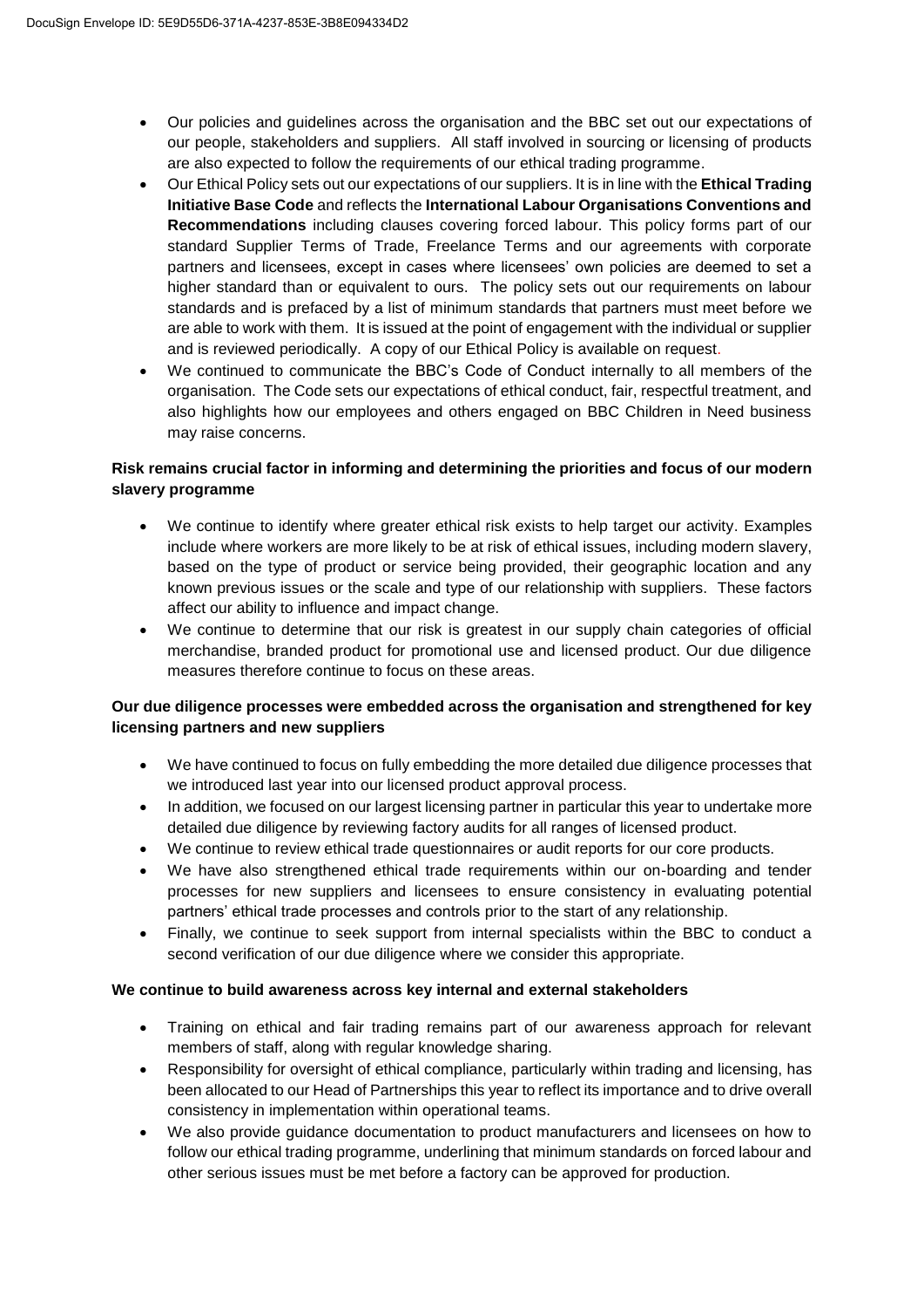- Our policies and guidelines across the organisation and the BBC set out our expectations of our people, stakeholders and suppliers. All staff involved in sourcing or licensing of products are also expected to follow the requirements of our ethical trading programme.
- Our Ethical Policy sets out our expectations of our suppliers. It is in line with the **Ethical Trading Initiative Base Code** and reflects the **International Labour Organisations Conventions and Recommendations** including clauses covering forced labour. This policy forms part of our standard Supplier Terms of Trade, Freelance Terms and our agreements with corporate partners and licensees, except in cases where licensees' own policies are deemed to set a higher standard than or equivalent to ours. The policy sets out our requirements on labour standards and is prefaced by a list of minimum standards that partners must meet before we are able to work with them. It is issued at the point of engagement with the individual or supplier and is reviewed periodically. A copy of our Ethical Policy is available on request.
- We continued to communicate the BBC's Code of Conduct internally to all members of the organisation. The Code sets our expectations of ethical conduct, fair, respectful treatment, and also highlights how our employees and others engaged on BBC Children in Need business may raise concerns.

**Risk remains crucial factor in informing and determining the priorities and focus of our modern slavery programme**

- We continue to identify where greater ethical risk exists to help target our activity. Examples include where workers are more likely to be at risk of ethical issues, including modern slavery, based on the type of product or service being provided, their geographic location and any known previous issues or the scale and type of our relationship with suppliers. These factors affect our ability to influence and impact change.
- We continue to determine that our risk is greatest in our supply chain categories of official merchandise, branded product for promotional use and licensed product. Our due diligence measures therefore continue to focus on these areas.

**Our due diligence processes were embedded across the organisation and strengthened for key licensing partners and new suppliers**

- We have continued to focus on fully embedding the more detailed due diligence processes that we introduced last year into our licensed product approval process.
- In addition, we focused on our largest licensing partner in particular this year to undertake more detailed due diligence by reviewing factory audits for all ranges of licensed product.
- We continue to review ethical trade questionnaires or audit reports for our core products.
- We have also strengthened ethical trade requirements within our on-boarding and tender processes for new suppliers and licensees to ensure consistency in evaluating potential partners' ethical trade processes and controls prior to the start of any relationship.
- Finally, we continue to seek support from internal specialists within the BBC to conduct a second verification of our due diligence where we consider this appropriate.

**We continue to build awareness across key internal and external stakeholders**

- Training on ethical and fair trading remains part of our awareness approach for relevant members of staff, along with regular knowledge sharing.
- Responsibility for oversight of ethical compliance, particularly within trading and licensing, has been allocated to our Head of Partnerships this year to reflect its importance and to drive overall consistency in implementation within operational teams.
- We also provide guidance documentation to product manufacturers and licensees on how to follow our ethical trading programme, underlining that minimum standards on forced labour and other serious issues must be met before a factory can be approved for production.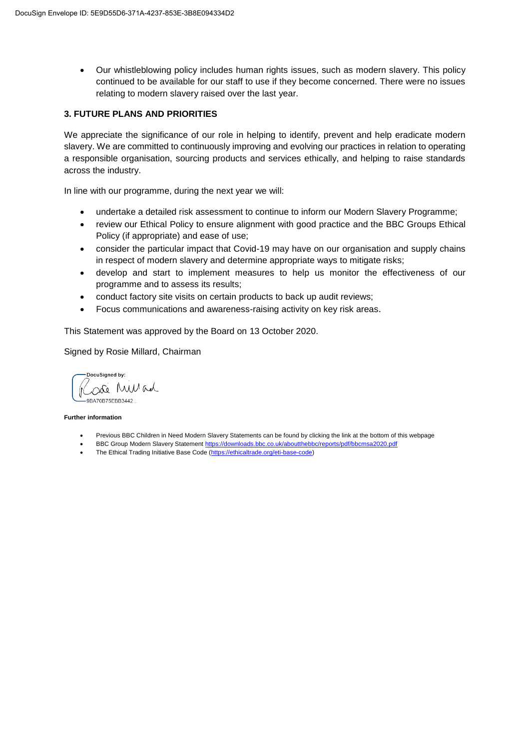- Our whistleblowing policy includes human rights issues, such as modern slavery. This policy continued to be available for our staff to use if they become concerned. There were no issues relating to modern slavery raised over the last year.

## 3. FUTURE PLANS AND PRIORITIES

We appreciate the significance of our role in helping to identify, prevent and help eradicate modern slavery. We are committed to continuously improving and evolving our practices in relation to operating a responsible organisation, sourcing products and services ethically, and helping to raise standards across the industry.

In line with our programme, during the next year we will:

- undertake a detailed risk assessment to continue to inform our Modern Slavery Programme;
- review our Ethical Policy to ensure alignment with good practice and the BBC Groups Ethical Policy (if appropriate) and ease of use;
- consider the particular impact that Covid-19 may have on our organisation and supply chains in respect of modern slavery and determine appropriate ways to mitigate risks;
- develop and start to implement measures to help us monitor the effectiveness of our programme and to assess its results;
- conduct factory site visits on certain products to back up audit reviews;
- Focus communications and awareness-raising activity on key risk areas.

This Statement was approved by the Board on 13 October 2020.

Signed by Rosie Millard, Chairman

DocuSigned by:
Rosie Millard
9BA70B75EBB3442...

**Further information**

- Previous BBC Children in Need Modern Slavery Statements can be found by clicking the link at the bottom of this webpage
- BBC Group Modern Slavery Statement https://downloads.bbc.co.uk/aboutthebbc/reports/pdf/bbcmsa2020.pdf
- The Ethical Trading Initiative Base Code (https://ethicaltrade.org/eti-base-code)